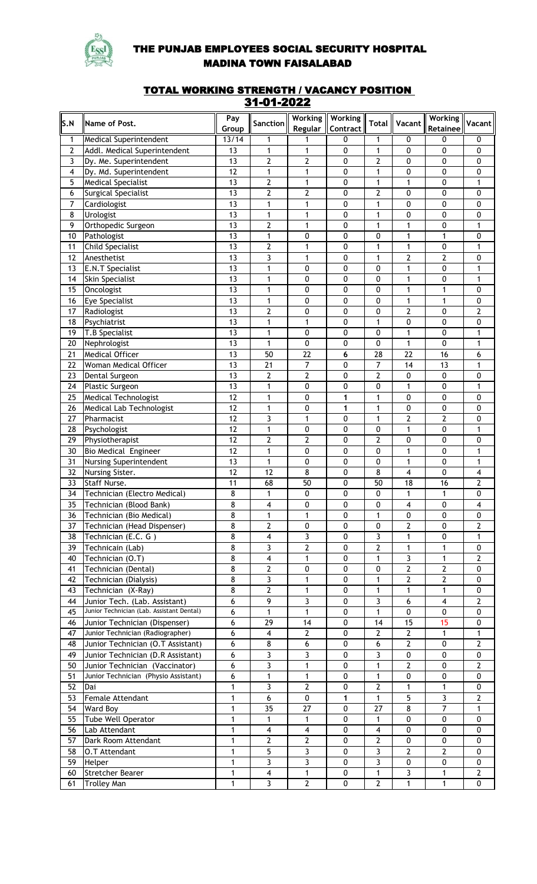# THE PUNJAB EMPLOYEES SOCIAL SECURITY HOSPITAL
## MADINA TOWN FAISALABAD

### TOTAL WORKING STRENGTH / VACANCY POSITION
### 31-01-2022

| S.N | Name of Post. | Pay Group | Sanction | Working Regular | Working Contract | Total | Vacant | Working Retainee | Vacant |
|---|---|---|---|---|---|---|---|---|---|
| 1 | Medical Superintendent | 13/14 | 1 | 1 | 0 | 1 | 0 | 0 | 0 |
| 2 | Addl. Medical Superintendent | 13 | 1 | 1 | 0 | 1 | 0 | 0 | 0 |
| 3 | Dy. Me. Superintendent | 13 | 2 | 2 | 0 | 2 | 0 | 0 | 0 |
| 4 | Dy. Md. Superintendent | 12 | 1 | 1 | 0 | 1 | 0 | 0 | 0 |
| 5 | Medical Specialist | 13 | 2 | 1 | 0 | 1 | 1 | 0 | 1 |
| 6 | Surgical Specialist | 13 | 2 | 2 | 0 | 2 | 0 | 0 | 0 |
| 7 | Cardiologist | 13 | 1 | 1 | 0 | 1 | 0 | 0 | 0 |
| 8 | Urologist | 13 | 1 | 1 | 0 | 1 | 0 | 0 | 0 |
| 9 | Orthopedic Surgeon | 13 | 2 | 1 | 0 | 1 | 1 | 0 | 1 |
| 10 | Pathologist | 13 | 1 | 0 | 0 | 0 | 1 | 1 | 0 |
| 11 | Child Specialist | 13 | 2 | 1 | 0 | 1 | 1 | 0 | 1 |
| 12 | Anesthetist | 13 | 3 | 1 | 0 | 1 | 2 | 2 | 0 |
| 13 | E.N.T Specialist | 13 | 1 | 0 | 0 | 0 | 1 | 0 | 1 |
| 14 | Skin Specialist | 13 | 1 | 0 | 0 | 0 | 1 | 0 | 1 |
| 15 | Oncologist | 13 | 1 | 0 | 0 | 0 | 1 | 1 | 0 |
| 16 | Eye Specialist | 13 | 1 | 0 | 0 | 0 | 1 | 1 | 0 |
| 17 | Radiologist | 13 | 2 | 0 | 0 | 0 | 2 | 0 | 2 |
| 18 | Psychiatrist | 13 | 1 | 1 | 0 | 1 | 0 | 0 | 0 |
| 19 | T.B Specialist | 13 | 1 | 0 | 0 | 0 | 1 | 0 | 1 |
| 20 | Nephrologist | 13 | 1 | 0 | 0 | 0 | 1 | 0 | 1 |
| 21 | Medical Officer | 13 | 50 | 22 | 6 | 28 | 22 | 16 | 6 |
| 22 | Woman Medical Officer | 13 | 21 | 7 | 0 | 7 | 14 | 13 | 1 |
| 23 | Dental Surgeon | 13 | 2 | 2 | 0 | 2 | 0 | 0 | 0 |
| 24 | Plastic Surgeon | 13 | 1 | 0 | 0 | 0 | 1 | 0 | 1 |
| 25 | Medical Technologist | 12 | 1 | 0 | 1 | 1 | 0 | 0 | 0 |
| 26 | Medical Lab Technologist | 12 | 1 | 0 | 1 | 1 | 0 | 0 | 0 |
| 27 | Pharmacist | 12 | 3 | 1 | 0 | 1 | 2 | 2 | 0 |
| 28 | Psychologist | 12 | 1 | 0 | 0 | 0 | 1 | 0 | 1 |
| 29 | Physiotherapist | 12 | 2 | 2 | 0 | 2 | 0 | 0 | 0 |
| 30 | Bio Medical Engineer | 12 | 1 | 0 | 0 | 0 | 1 | 0 | 1 |
| 31 | Nursing Superintendent | 13 | 1 | 0 | 0 | 0 | 1 | 0 | 1 |
| 32 | Nursing Sister. | 12 | 12 | 8 | 0 | 8 | 4 | 0 | 4 |
| 33 | Staff Nurse. | 11 | 68 | 50 | 0 | 50 | 18 | 16 | 2 |
| 34 | Technician (Electro Medical) | 8 | 1 | 0 | 0 | 0 | 1 | 1 | 0 |
| 35 | Technician (Blood Bank) | 8 | 4 | 0 | 0 | 0 | 4 | 0 | 4 |
| 36 | Technician (Bio Medical) | 8 | 1 | 1 | 0 | 1 | 0 | 0 | 0 |
| 37 | Technician (Head Dispenser) | 8 | 2 | 0 | 0 | 0 | 2 | 0 | 2 |
| 38 | Technician (E.C. G ) | 8 | 4 | 3 | 0 | 3 | 1 | 0 | 1 |
| 39 | Technicain (Lab) | 8 | 3 | 2 | 0 | 2 | 1 | 1 | 0 |
| 40 | Technician (O.T) | 8 | 4 | 1 | 0 | 1 | 3 | 1 | 2 |
| 41 | Technician (Dental) | 8 | 2 | 0 | 0 | 0 | 2 | 2 | 0 |
| 42 | Technician (Dialysis) | 8 | 3 | 1 | 0 | 1 | 2 | 2 | 0 |
| 43 | Technician (X-Ray) | 8 | 2 | 1 | 0 | 1 | 1 | 1 | 0 |
| 44 | Junior Tech. (Lab. Assistant) | 6 | 9 | 3 | 0 | 3 | 6 | 4 | 2 |
| 45 | Junior Technician (Lab. Assistant Dental) | 6 | 1 | 1 | 0 | 1 | 0 | 0 | 0 |
| 46 | Junior Technician (Dispenser) | 6 | 29 | 14 | 0 | 14 | 15 | 15 | 0 |
| 47 | Junior Technician (Radiographer) | 6 | 4 | 2 | 0 | 2 | 2 | 1 | 1 |
| 48 | Junior Technician (O.T Assistant) | 6 | 8 | 6 | 0 | 6 | 2 | 0 | 2 |
| 49 | Junior Technician (D.R Assistant) | 6 | 3 | 3 | 0 | 3 | 0 | 0 | 0 |
| 50 | Junior Technician (Vaccinator) | 6 | 3 | 1 | 0 | 1 | 2 | 0 | 2 |
| 51 | Junior Technician (Physio Assistant) | 6 | 1 | 1 | 0 | 1 | 0 | 0 | 0 |
| 52 | Dai | 1 | 3 | 2 | 0 | 2 | 1 | 1 | 0 |
| 53 | Female Attendant | 1 | 6 | 0 | 1 | 1 | 5 | 3 | 2 |
| 54 | Ward Boy | 1 | 35 | 27 | 0 | 27 | 8 | 7 | 1 |
| 55 | Tube Well Operator | 1 | 1 | 1 | 0 | 1 | 0 | 0 | 0 |
| 56 | Lab Attendant | 1 | 4 | 4 | 0 | 4 | 0 | 0 | 0 |
| 57 | Dark Room Attendant | 1 | 2 | 2 | 0 | 2 | 0 | 0 | 0 |
| 58 | O.T Attendant | 1 | 5 | 3 | 0 | 3 | 2 | 2 | 0 |
| 59 | Helper | 1 | 3 | 3 | 0 | 3 | 0 | 0 | 0 |
| 60 | Stretcher Bearer | 1 | 4 | 1 | 0 | 1 | 3 | 1 | 2 |
| 61 | Trolley Man | 1 | 3 | 2 | 0 | 2 | 1 | 1 | 0 |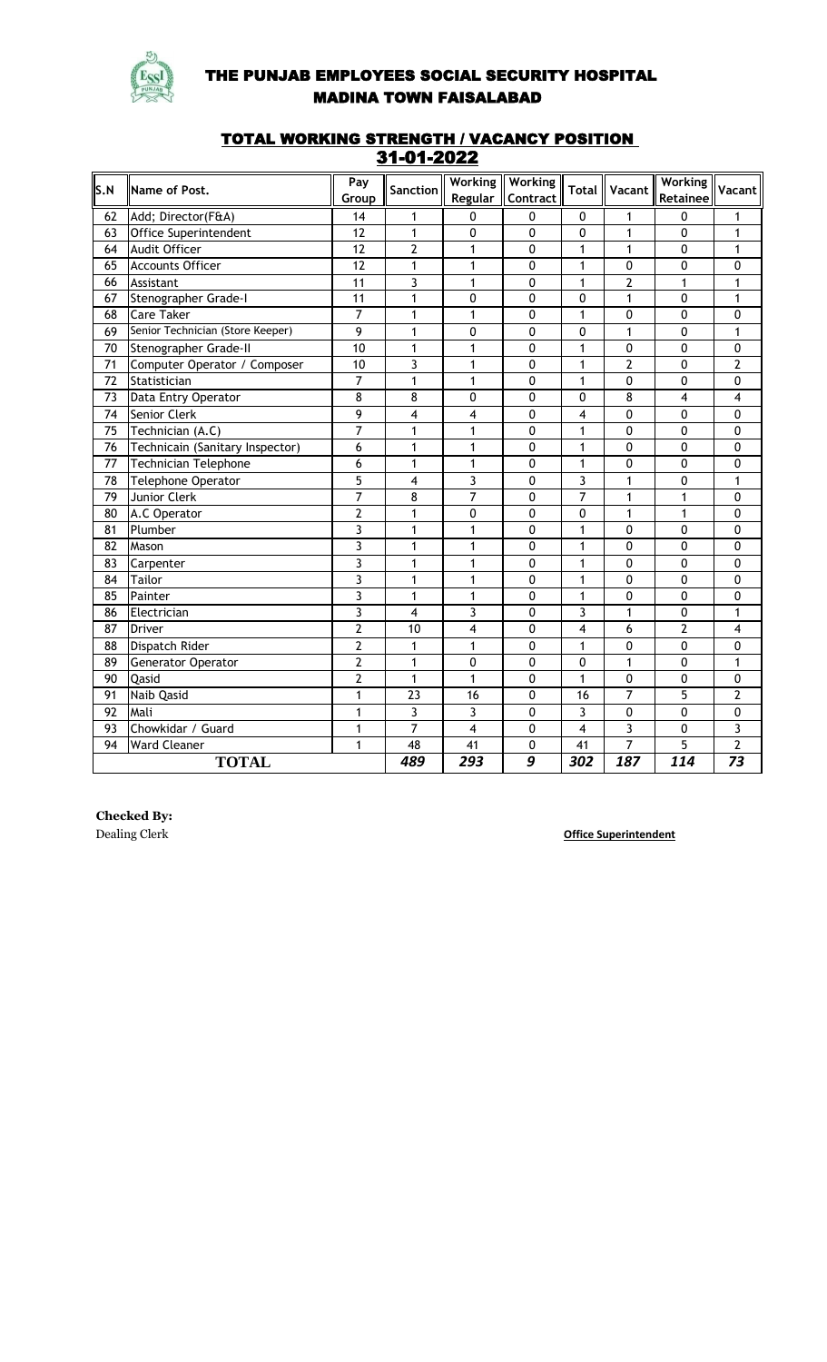# THE PUNJAB EMPLOYEES SOCIAL SECURITY HOSPITAL
## MADINA TOWN FAISALABAD

### TOTAL WORKING STRENGTH / VACANCY POSITION
### 31-01-2022

| S.N | Name of Post. | Pay Group | Sanction | Working Regular | Working Contract | Total | Vacant | Working Retainee | Vacant |
|---|---|---|---|---|---|---|---|---|---|
| 62 | Add; Director(F&A) | 14 | 1 | 0 | 0 | 0 | 1 | 0 | 1 |
| 63 | Office Superintendent | 12 | 1 | 0 | 0 | 0 | 1 | 0 | 1 |
| 64 | Audit Officer | 12 | 2 | 1 | 0 | 1 | 1 | 0 | 1 |
| 65 | Accounts Officer | 12 | 1 | 1 | 0 | 1 | 0 | 0 | 0 |
| 66 | Assistant | 11 | 3 | 1 | 0 | 1 | 2 | 1 | 1 |
| 67 | Stenographer Grade-I | 11 | 1 | 0 | 0 | 0 | 1 | 0 | 1 |
| 68 | Care Taker | 7 | 1 | 1 | 0 | 1 | 0 | 0 | 0 |
| 69 | Senior Technician (Store Keeper) | 9 | 1 | 0 | 0 | 0 | 1 | 0 | 1 |
| 70 | Stenographer Grade-II | 10 | 1 | 1 | 0 | 1 | 0 | 0 | 0 |
| 71 | Computer Operator / Composer | 10 | 3 | 1 | 0 | 1 | 2 | 0 | 2 |
| 72 | Statistician | 7 | 1 | 1 | 0 | 1 | 0 | 0 | 0 |
| 73 | Data Entry Operator | 8 | 8 | 0 | 0 | 0 | 8 | 4 | 4 |
| 74 | Senior Clerk | 9 | 4 | 4 | 0 | 4 | 0 | 0 | 0 |
| 75 | Technician (A.C) | 7 | 1 | 1 | 0 | 1 | 0 | 0 | 0 |
| 76 | Technicain (Sanitary Inspector) | 6 | 1 | 1 | 0 | 1 | 0 | 0 | 0 |
| 77 | Technician Telephone | 6 | 1 | 1 | 0 | 1 | 0 | 0 | 0 |
| 78 | Telephone Operator | 5 | 4 | 3 | 0 | 3 | 1 | 0 | 1 |
| 79 | Junior Clerk | 7 | 8 | 7 | 0 | 7 | 1 | 1 | 0 |
| 80 | A.C Operator | 2 | 1 | 0 | 0 | 0 | 1 | 1 | 0 |
| 81 | Plumber | 3 | 1 | 1 | 0 | 1 | 0 | 0 | 0 |
| 82 | Mason | 3 | 1 | 1 | 0 | 1 | 0 | 0 | 0 |
| 83 | Carpenter | 3 | 1 | 1 | 0 | 1 | 0 | 0 | 0 |
| 84 | Tailor | 3 | 1 | 1 | 0 | 1 | 0 | 0 | 0 |
| 85 | Painter | 3 | 1 | 1 | 0 | 1 | 0 | 0 | 0 |
| 86 | Electrician | 3 | 4 | 3 | 0 | 3 | 1 | 0 | 1 |
| 87 | Driver | 2 | 10 | 4 | 0 | 4 | 6 | 2 | 4 |
| 88 | Dispatch Rider | 2 | 1 | 1 | 0 | 1 | 0 | 0 | 0 |
| 89 | Generator Operator | 2 | 1 | 0 | 0 | 0 | 1 | 0 | 1 |
| 90 | Qasid | 2 | 1 | 1 | 0 | 1 | 0 | 0 | 0 |
| 91 | Naib Qasid | 1 | 23 | 16 | 0 | 16 | 7 | 5 | 2 |
| 92 | Mali | 1 | 3 | 3 | 0 | 3 | 0 | 0 | 0 |
| 93 | Chowkidar / Guard | 1 | 7 | 4 | 0 | 4 | 3 | 0 | 3 |
| 94 | Ward Cleaner | 1 | 48 | 41 | 0 | 41 | 7 | 5 | 2 |
| **TOTAL** | | | ***489*** | ***293*** | ***9*** | ***302*** | ***187*** | ***114*** | ***73*** |

**Checked By:**

Dealing Clerk

**Office Superintendent**